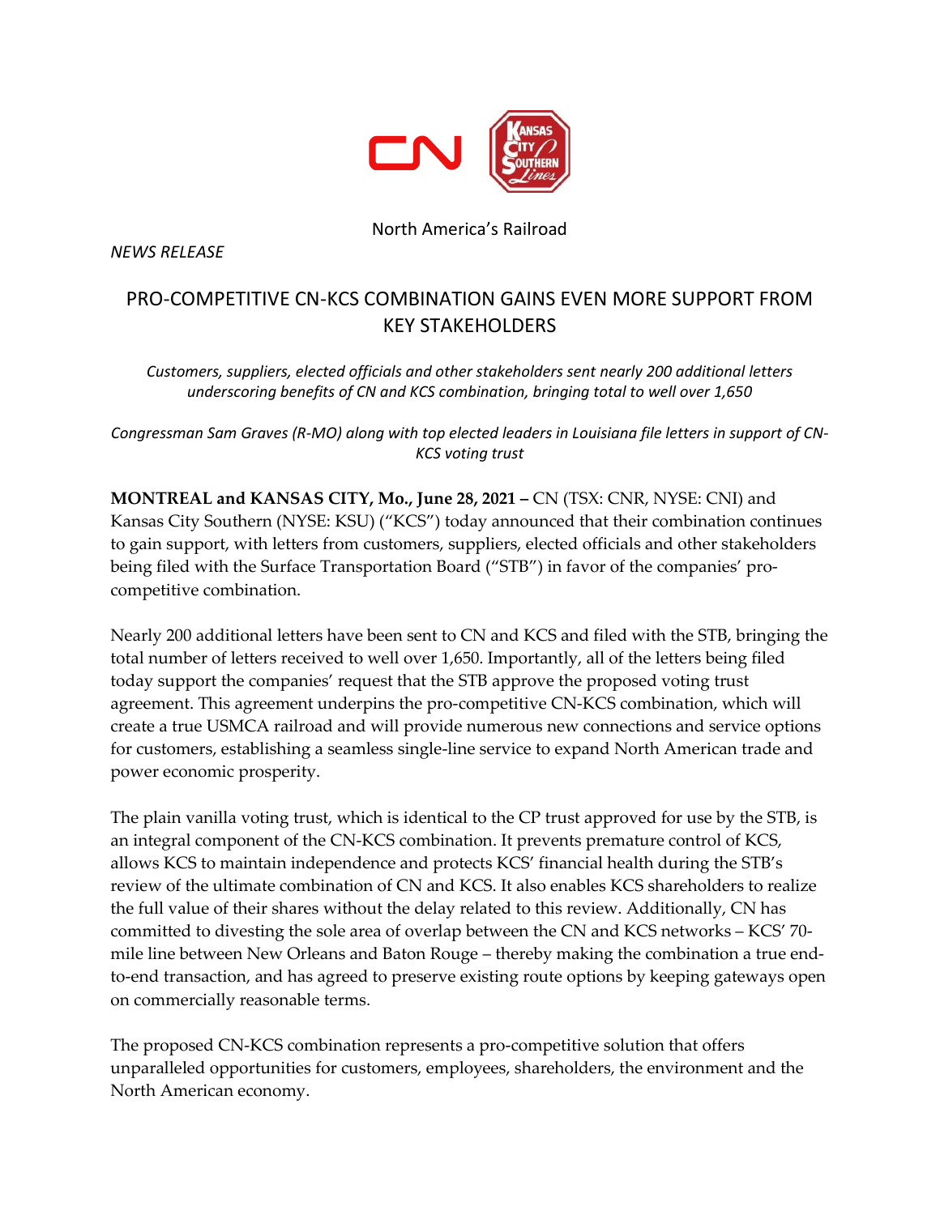North America's Railroad

*NEWS RELEASE*

# PRO-COMPETITIVE CN-KCS COMBINATION GAINS EVEN MORE SUPPORT FROM KEY STAKEHOLDERS

*Customers, suppliers, elected officials and other stakeholders sent nearly 200 additional letters underscoring benefits of CN and KCS combination, bringing total to well over 1,650*

*Congressman Sam Graves (R-MO) along with top elected leaders in Louisiana file letters in support of CN-KCS voting trust*

**MONTREAL and KANSAS CITY, Mo., June 28, 2021 –** CN (TSX: CNR, NYSE: CNI) and Kansas City Southern (NYSE: KSU) ("KCS") today announced that their combination continues to gain support, with letters from customers, suppliers, elected officials and other stakeholders being filed with the Surface Transportation Board ("STB") in favor of the companies' pro-competitive combination.

Nearly 200 additional letters have been sent to CN and KCS and filed with the STB, bringing the total number of letters received to well over 1,650. Importantly, all of the letters being filed today support the companies' request that the STB approve the proposed voting trust agreement. This agreement underpins the pro-competitive CN-KCS combination, which will create a true USMCA railroad and will provide numerous new connections and service options for customers, establishing a seamless single-line service to expand North American trade and power economic prosperity.

The plain vanilla voting trust, which is identical to the CP trust approved for use by the STB, is an integral component of the CN-KCS combination. It prevents premature control of KCS, allows KCS to maintain independence and protects KCS' financial health during the STB's review of the ultimate combination of CN and KCS. It also enables KCS shareholders to realize the full value of their shares without the delay related to this review. Additionally, CN has committed to divesting the sole area of overlap between the CN and KCS networks – KCS' 70-mile line between New Orleans and Baton Rouge – thereby making the combination a true end-to-end transaction, and has agreed to preserve existing route options by keeping gateways open on commercially reasonable terms.

The proposed CN-KCS combination represents a pro-competitive solution that offers unparalleled opportunities for customers, employees, shareholders, the environment and the North American economy.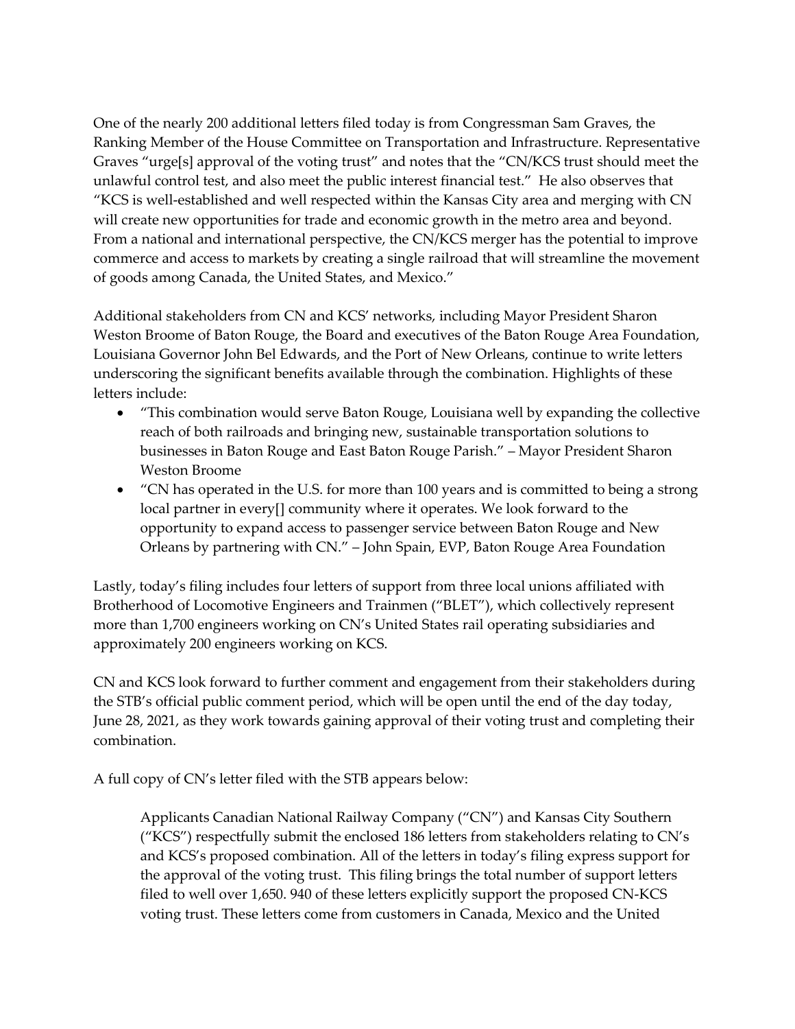One of the nearly 200 additional letters filed today is from Congressman Sam Graves, the Ranking Member of the House Committee on Transportation and Infrastructure. Representative Graves "urge[s] approval of the voting trust" and notes that the "CN/KCS trust should meet the unlawful control test, and also meet the public interest financial test." He also observes that "KCS is well-established and well respected within the Kansas City area and merging with CN will create new opportunities for trade and economic growth in the metro area and beyond. From a national and international perspective, the CN/KCS merger has the potential to improve commerce and access to markets by creating a single railroad that will streamline the movement of goods among Canada, the United States, and Mexico."

Additional stakeholders from CN and KCS' networks, including Mayor President Sharon Weston Broome of Baton Rouge, the Board and executives of the Baton Rouge Area Foundation, Louisiana Governor John Bel Edwards, and the Port of New Orleans, continue to write letters underscoring the significant benefits available through the combination. Highlights of these letters include:

- "This combination would serve Baton Rouge, Louisiana well by expanding the collective reach of both railroads and bringing new, sustainable transportation solutions to businesses in Baton Rouge and East Baton Rouge Parish." – Mayor President Sharon Weston Broome
- "CN has operated in the U.S. for more than 100 years and is committed to being a strong local partner in every[] community where it operates. We look forward to the opportunity to expand access to passenger service between Baton Rouge and New Orleans by partnering with CN." – John Spain, EVP, Baton Rouge Area Foundation

Lastly, today's filing includes four letters of support from three local unions affiliated with Brotherhood of Locomotive Engineers and Trainmen ("BLET"), which collectively represent more than 1,700 engineers working on CN's United States rail operating subsidiaries and approximately 200 engineers working on KCS.

CN and KCS look forward to further comment and engagement from their stakeholders during the STB's official public comment period, which will be open until the end of the day today, June 28, 2021, as they work towards gaining approval of their voting trust and completing their combination.

A full copy of CN's letter filed with the STB appears below:

> Applicants Canadian National Railway Company ("CN") and Kansas City Southern ("KCS") respectfully submit the enclosed 186 letters from stakeholders relating to CN's and KCS's proposed combination. All of the letters in today's filing express support for the approval of the voting trust. This filing brings the total number of support letters filed to well over 1,650. 940 of these letters explicitly support the proposed CN-KCS voting trust. These letters come from customers in Canada, Mexico and the United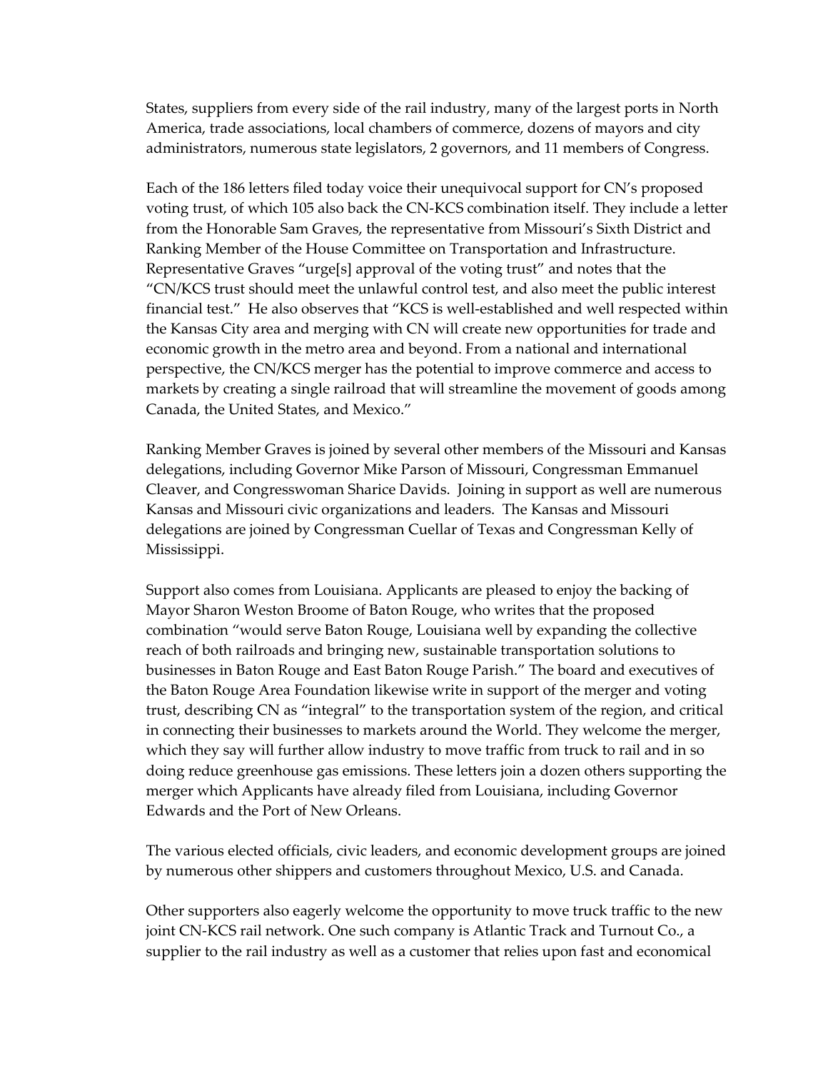States, suppliers from every side of the rail industry, many of the largest ports in North America, trade associations, local chambers of commerce, dozens of mayors and city administrators, numerous state legislators, 2 governors, and 11 members of Congress.

Each of the 186 letters filed today voice their unequivocal support for CN's proposed voting trust, of which 105 also back the CN-KCS combination itself. They include a letter from the Honorable Sam Graves, the representative from Missouri's Sixth District and Ranking Member of the House Committee on Transportation and Infrastructure. Representative Graves "urge[s] approval of the voting trust" and notes that the "CN/KCS trust should meet the unlawful control test, and also meet the public interest financial test." He also observes that "KCS is well-established and well respected within the Kansas City area and merging with CN will create new opportunities for trade and economic growth in the metro area and beyond. From a national and international perspective, the CN/KCS merger has the potential to improve commerce and access to markets by creating a single railroad that will streamline the movement of goods among Canada, the United States, and Mexico."

Ranking Member Graves is joined by several other members of the Missouri and Kansas delegations, including Governor Mike Parson of Missouri, Congressman Emmanuel Cleaver, and Congresswoman Sharice Davids. Joining in support as well are numerous Kansas and Missouri civic organizations and leaders. The Kansas and Missouri delegations are joined by Congressman Cuellar of Texas and Congressman Kelly of Mississippi.

Support also comes from Louisiana. Applicants are pleased to enjoy the backing of Mayor Sharon Weston Broome of Baton Rouge, who writes that the proposed combination "would serve Baton Rouge, Louisiana well by expanding the collective reach of both railroads and bringing new, sustainable transportation solutions to businesses in Baton Rouge and East Baton Rouge Parish." The board and executives of the Baton Rouge Area Foundation likewise write in support of the merger and voting trust, describing CN as "integral" to the transportation system of the region, and critical in connecting their businesses to markets around the World. They welcome the merger, which they say will further allow industry to move traffic from truck to rail and in so doing reduce greenhouse gas emissions. These letters join a dozen others supporting the merger which Applicants have already filed from Louisiana, including Governor Edwards and the Port of New Orleans.

The various elected officials, civic leaders, and economic development groups are joined by numerous other shippers and customers throughout Mexico, U.S. and Canada.

Other supporters also eagerly welcome the opportunity to move truck traffic to the new joint CN-KCS rail network. One such company is Atlantic Track and Turnout Co., a supplier to the rail industry as well as a customer that relies upon fast and economical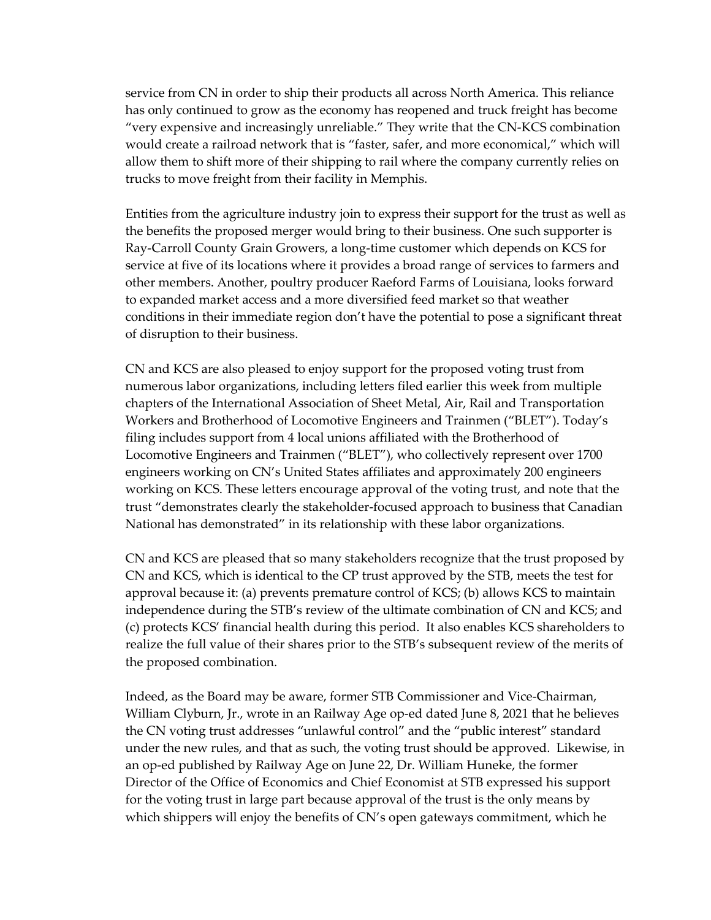service from CN in order to ship their products all across North America. This reliance has only continued to grow as the economy has reopened and truck freight has become "very expensive and increasingly unreliable." They write that the CN-KCS combination would create a railroad network that is "faster, safer, and more economical," which will allow them to shift more of their shipping to rail where the company currently relies on trucks to move freight from their facility in Memphis.

Entities from the agriculture industry join to express their support for the trust as well as the benefits the proposed merger would bring to their business. One such supporter is Ray-Carroll County Grain Growers, a long-time customer which depends on KCS for service at five of its locations where it provides a broad range of services to farmers and other members. Another, poultry producer Raeford Farms of Louisiana, looks forward to expanded market access and a more diversified feed market so that weather conditions in their immediate region don't have the potential to pose a significant threat of disruption to their business.

CN and KCS are also pleased to enjoy support for the proposed voting trust from numerous labor organizations, including letters filed earlier this week from multiple chapters of the International Association of Sheet Metal, Air, Rail and Transportation Workers and Brotherhood of Locomotive Engineers and Trainmen ("BLET"). Today's filing includes support from 4 local unions affiliated with the Brotherhood of Locomotive Engineers and Trainmen ("BLET"), who collectively represent over 1700 engineers working on CN's United States affiliates and approximately 200 engineers working on KCS. These letters encourage approval of the voting trust, and note that the trust "demonstrates clearly the stakeholder-focused approach to business that Canadian National has demonstrated" in its relationship with these labor organizations.

CN and KCS are pleased that so many stakeholders recognize that the trust proposed by CN and KCS, which is identical to the CP trust approved by the STB, meets the test for approval because it: (a) prevents premature control of KCS; (b) allows KCS to maintain independence during the STB's review of the ultimate combination of CN and KCS; and (c) protects KCS' financial health during this period. It also enables KCS shareholders to realize the full value of their shares prior to the STB's subsequent review of the merits of the proposed combination.

Indeed, as the Board may be aware, former STB Commissioner and Vice-Chairman, William Clyburn, Jr., wrote in an Railway Age op-ed dated June 8, 2021 that he believes the CN voting trust addresses "unlawful control" and the "public interest" standard under the new rules, and that as such, the voting trust should be approved. Likewise, in an op-ed published by Railway Age on June 22, Dr. William Huneke, the former Director of the Office of Economics and Chief Economist at STB expressed his support for the voting trust in large part because approval of the trust is the only means by which shippers will enjoy the benefits of CN's open gateways commitment, which he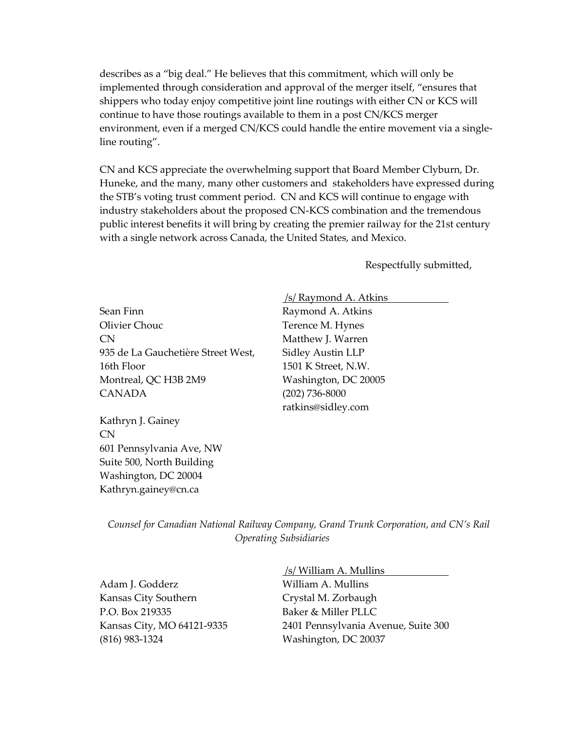describes as a "big deal." He believes that this commitment, which will only be implemented through consideration and approval of the merger itself, "ensures that shippers who today enjoy competitive joint line routings with either CN or KCS will continue to have those routings available to them in a post CN/KCS merger environment, even if a merged CN/KCS could handle the entire movement via a single-line routing".

CN and KCS appreciate the overwhelming support that Board Member Clyburn, Dr. Huneke, and the many, many other customers and stakeholders have expressed during the STB's voting trust comment period. CN and KCS will continue to engage with industry stakeholders about the proposed CN-KCS combination and the tremendous public interest benefits it will bring by creating the premier railway for the 21st century with a single network across Canada, the United States, and Mexico.

Respectfully submitted,

Sean Finn
Olivier Chouc
CN
935 de La Gauchetière Street West,
16th Floor
Montreal, QC H3B 2M9
CANADA

Kathryn J. Gainey
CN
601 Pennsylvania Ave, NW
Suite 500, North Building
Washington, DC 20004
Kathryn.gainey@cn.ca

/s/ Raymond A. Atkins
Raymond A. Atkins
Terence M. Hynes
Matthew J. Warren
Sidley Austin LLP
1501 K Street, N.W.
Washington, DC 20005
(202) 736-8000
ratkins@sidley.com

*Counsel for Canadian National Railway Company, Grand Trunk Corporation, and CN's Rail Operating Subsidiaries*

Adam J. Godderz
Kansas City Southern
P.O. Box 219335
Kansas City, MO 64121-9335
(816) 983-1324

/s/ William A. Mullins
William A. Mullins
Crystal M. Zorbaugh
Baker & Miller PLLC
2401 Pennsylvania Avenue, Suite 300
Washington, DC 20037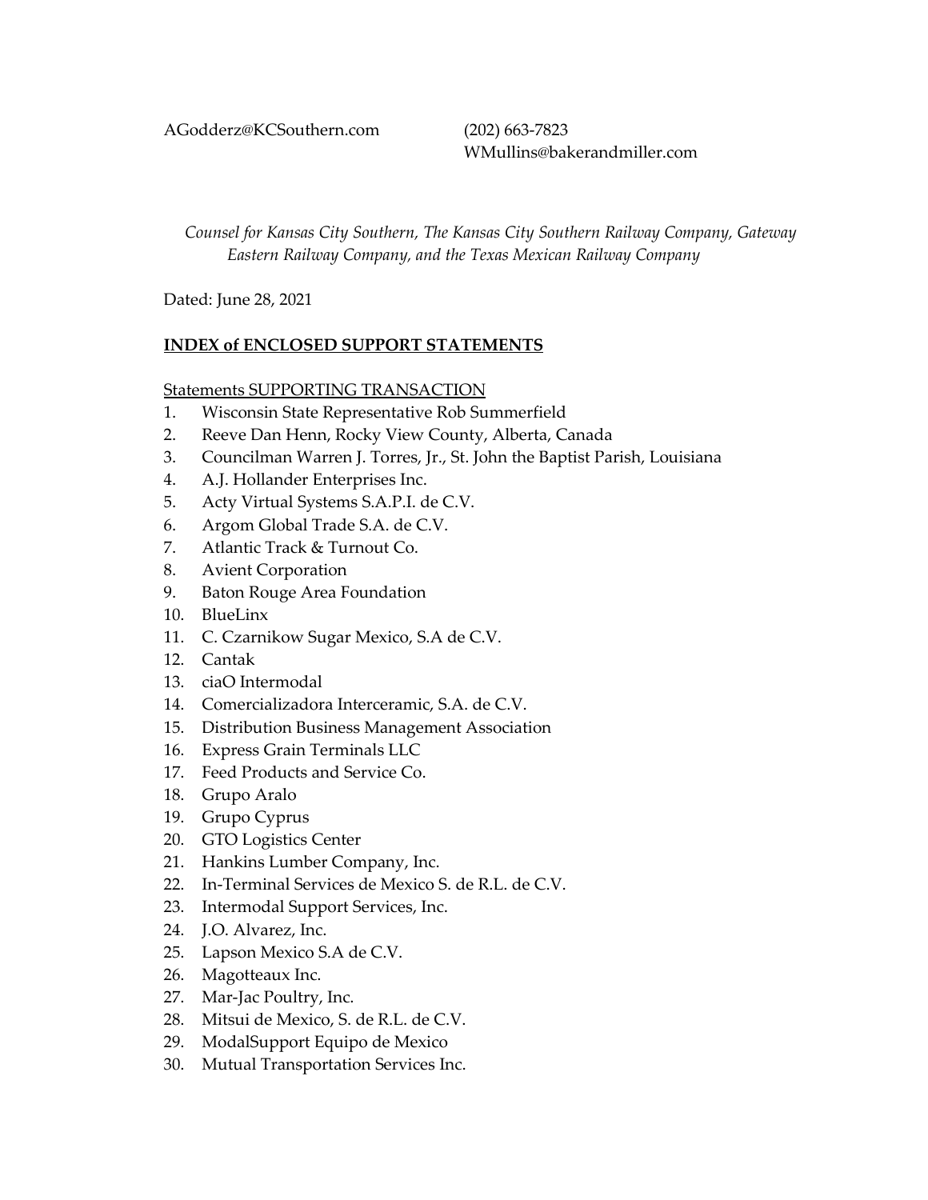AGodderz@KCSouthern.com (202) 663-7823
WMullins@bakerandmiller.com

*Counsel for Kansas City Southern, The Kansas City Southern Railway Company, Gateway Eastern Railway Company, and the Texas Mexican Railway Company*

Dated: June 28, 2021

**INDEX of ENCLOSED SUPPORT STATEMENTS**

Statements SUPPORTING TRANSACTION

1. Wisconsin State Representative Rob Summerfield
2. Reeve Dan Henn, Rocky View County, Alberta, Canada
3. Councilman Warren J. Torres, Jr., St. John the Baptist Parish, Louisiana
4. A.J. Hollander Enterprises Inc.
5. Acty Virtual Systems S.A.P.I. de C.V.
6. Argom Global Trade S.A. de C.V.
7. Atlantic Track & Turnout Co.
8. Avient Corporation
9. Baton Rouge Area Foundation
10. BlueLinx
11. C. Czarnikow Sugar Mexico, S.A de C.V.
12. Cantak
13. ciaO Intermodal
14. Comercializadora Interceramic, S.A. de C.V.
15. Distribution Business Management Association
16. Express Grain Terminals LLC
17. Feed Products and Service Co.
18. Grupo Aralo
19. Grupo Cyprus
20. GTO Logistics Center
21. Hankins Lumber Company, Inc.
22. In-Terminal Services de Mexico S. de R.L. de C.V.
23. Intermodal Support Services, Inc.
24. J.O. Alvarez, Inc.
25. Lapson Mexico S.A de C.V.
26. Magotteaux Inc.
27. Mar-Jac Poultry, Inc.
28. Mitsui de Mexico, S. de R.L. de C.V.
29. ModalSupport Equipo de Mexico
30. Mutual Transportation Services Inc.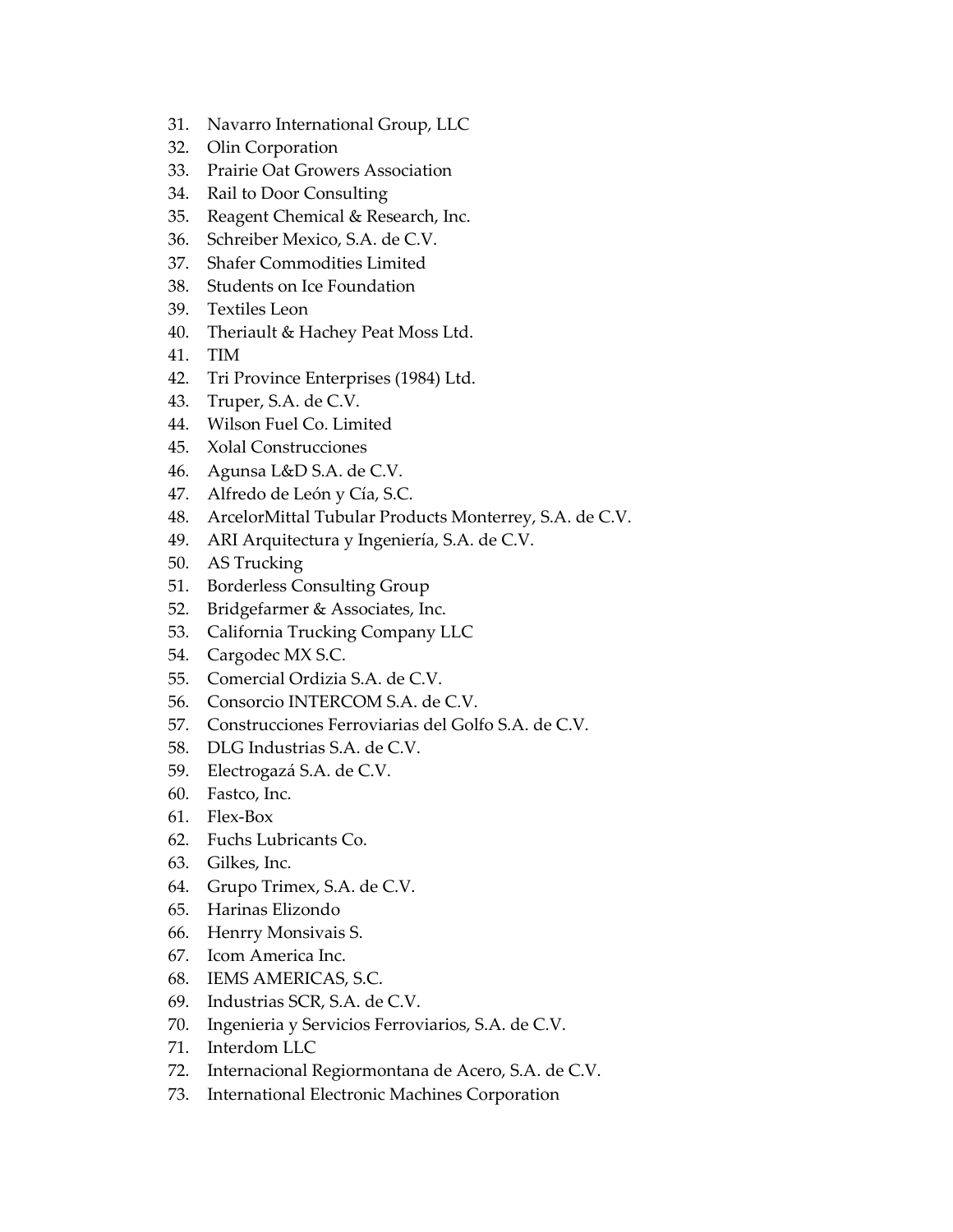31. Navarro International Group, LLC
32. Olin Corporation
33. Prairie Oat Growers Association
34. Rail to Door Consulting
35. Reagent Chemical & Research, Inc.
36. Schreiber Mexico, S.A. de C.V.
37. Shafer Commodities Limited
38. Students on Ice Foundation
39. Textiles Leon
40. Theriault & Hachey Peat Moss Ltd.
41. TIM
42. Tri Province Enterprises (1984) Ltd.
43. Truper, S.A. de C.V.
44. Wilson Fuel Co. Limited
45. Xolal Construcciones
46. Agunsa L&D S.A. de C.V.
47. Alfredo de León y Cía, S.C.
48. ArcelorMittal Tubular Products Monterrey, S.A. de C.V.
49. ARI Arquitectura y Ingeniería, S.A. de C.V.
50. AS Trucking
51. Borderless Consulting Group
52. Bridgefarmer & Associates, Inc.
53. California Trucking Company LLC
54. Cargodec MX S.C.
55. Comercial Ordizia S.A. de C.V.
56. Consorcio INTERCOM S.A. de C.V.
57. Construcciones Ferroviarias del Golfo S.A. de C.V.
58. DLG Industrias S.A. de C.V.
59. Electrogazá S.A. de C.V.
60. Fastco, Inc.
61. Flex-Box
62. Fuchs Lubricants Co.
63. Gilkes, Inc.
64. Grupo Trimex, S.A. de C.V.
65. Harinas Elizondo
66. Henrry Monsivais S.
67. Icom America Inc.
68. IEMS AMERICAS, S.C.
69. Industrias SCR, S.A. de C.V.
70. Ingenieria y Servicios Ferroviarios, S.A. de C.V.
71. Interdom LLC
72. Internacional Regiormontana de Acero, S.A. de C.V.
73. International Electronic Machines Corporation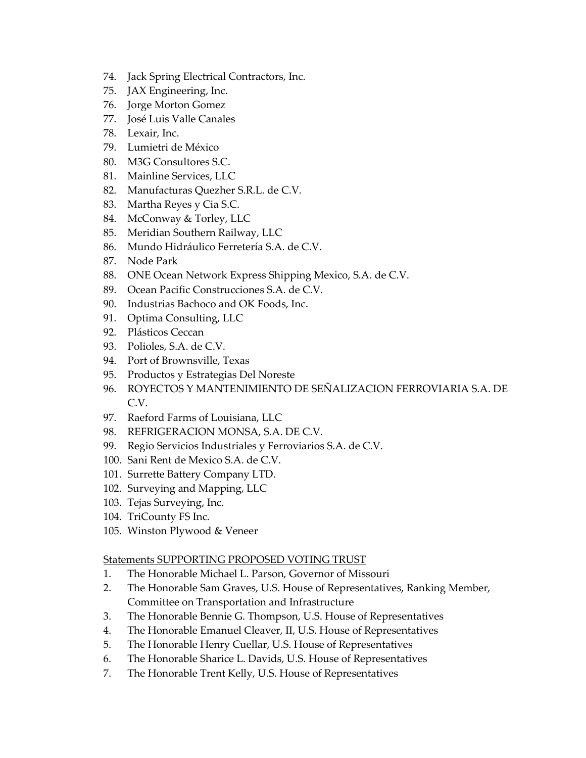74. Jack Spring Electrical Contractors, Inc.
75. JAX Engineering, Inc.
76. Jorge Morton Gomez
77. José Luis Valle Canales
78. Lexair, Inc.
79. Lumietri de México
80. M3G Consultores S.C.
81. Mainline Services, LLC
82. Manufacturas Quezher S.R.L. de C.V.
83. Martha Reyes y Cia S.C.
84. McConway & Torley, LLC
85. Meridian Southern Railway, LLC
86. Mundo Hidráulico Ferretería S.A. de C.V.
87. Node Park
88. ONE Ocean Network Express Shipping Mexico, S.A. de C.V.
89. Ocean Pacific Construcciones S.A. de C.V.
90. Industrias Bachoco and OK Foods, Inc.
91. Optima Consulting, LLC
92. Plásticos Ceccan
93. Polioles, S.A. de C.V.
94. Port of Brownsville, Texas
95. Productos y Estrategias Del Noreste
96. ROYECTOS Y MANTENIMIENTO DE SEÑALIZACION FERROVIARIA S.A. DE C.V.
97. Raeford Farms of Louisiana, LLC
98. REFRIGERACION MONSA, S.A. DE C.V.
99. Regio Servicios Industriales y Ferroviarios S.A. de C.V.
100. Sani Rent de Mexico S.A. de C.V.
101. Surrette Battery Company LTD.
102. Surveying and Mapping, LLC
103. Tejas Surveying, Inc.
104. TriCounty FS Inc.
105. Winston Plywood & Veneer

<u>Statements SUPPORTING PROPOSED VOTING TRUST</u>

1. The Honorable Michael L. Parson, Governor of Missouri
2. The Honorable Sam Graves, U.S. House of Representatives, Ranking Member, Committee on Transportation and Infrastructure
3. The Honorable Bennie G. Thompson, U.S. House of Representatives
4. The Honorable Emanuel Cleaver, II, U.S. House of Representatives
5. The Honorable Henry Cuellar, U.S. House of Representatives
6. The Honorable Sharice L. Davids, U.S. House of Representatives
7. The Honorable Trent Kelly, U.S. House of Representatives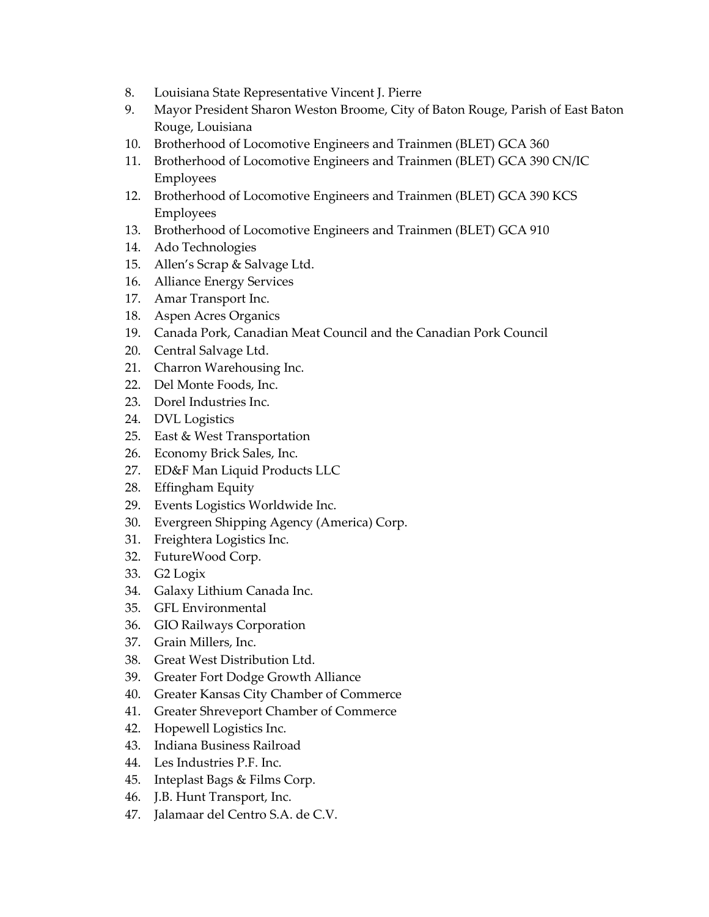8. Louisiana State Representative Vincent J. Pierre
9. Mayor President Sharon Weston Broome, City of Baton Rouge, Parish of East Baton Rouge, Louisiana
10. Brotherhood of Locomotive Engineers and Trainmen (BLET) GCA 360
11. Brotherhood of Locomotive Engineers and Trainmen (BLET) GCA 390 CN/IC Employees
12. Brotherhood of Locomotive Engineers and Trainmen (BLET) GCA 390 KCS Employees
13. Brotherhood of Locomotive Engineers and Trainmen (BLET) GCA 910
14. Ado Technologies
15. Allen's Scrap & Salvage Ltd.
16. Alliance Energy Services
17. Amar Transport Inc.
18. Aspen Acres Organics
19. Canada Pork, Canadian Meat Council and the Canadian Pork Council
20. Central Salvage Ltd.
21. Charron Warehousing Inc.
22. Del Monte Foods, Inc.
23. Dorel Industries Inc.
24. DVL Logistics
25. East & West Transportation
26. Economy Brick Sales, Inc.
27. ED&F Man Liquid Products LLC
28. Effingham Equity
29. Events Logistics Worldwide Inc.
30. Evergreen Shipping Agency (America) Corp.
31. Freightera Logistics Inc.
32. FutureWood Corp.
33. G2 Logix
34. Galaxy Lithium Canada Inc.
35. GFL Environmental
36. GIO Railways Corporation
37. Grain Millers, Inc.
38. Great West Distribution Ltd.
39. Greater Fort Dodge Growth Alliance
40. Greater Kansas City Chamber of Commerce
41. Greater Shreveport Chamber of Commerce
42. Hopewell Logistics Inc.
43. Indiana Business Railroad
44. Les Industries P.F. Inc.
45. Inteplast Bags & Films Corp.
46. J.B. Hunt Transport, Inc.
47. Jalamaar del Centro S.A. de C.V.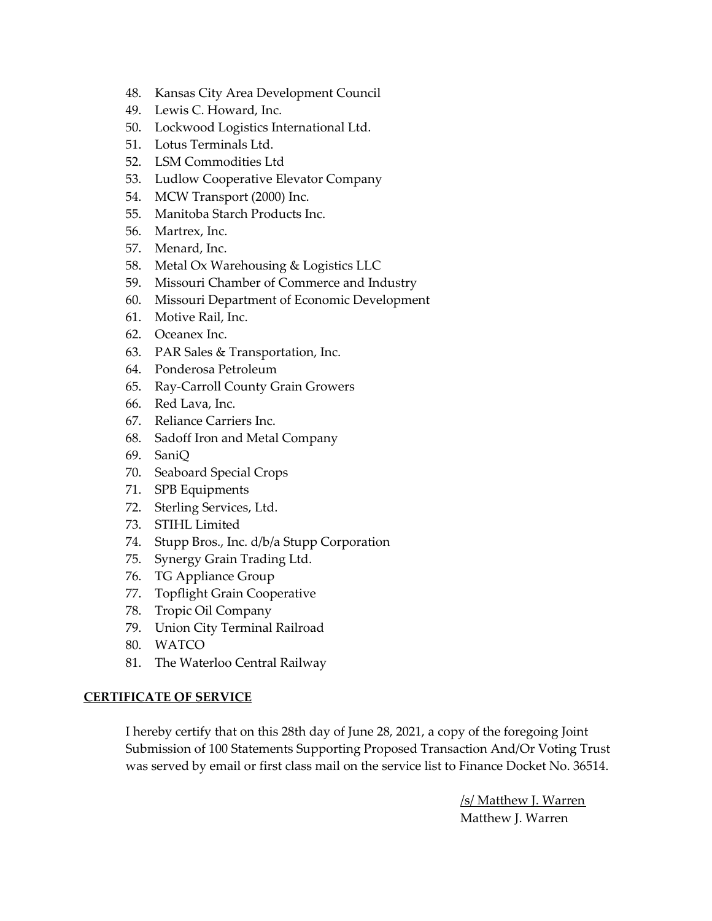48. Kansas City Area Development Council
49. Lewis C. Howard, Inc.
50. Lockwood Logistics International Ltd.
51. Lotus Terminals Ltd.
52. LSM Commodities Ltd
53. Ludlow Cooperative Elevator Company
54. MCW Transport (2000) Inc.
55. Manitoba Starch Products Inc.
56. Martrex, Inc.
57. Menard, Inc.
58. Metal Ox Warehousing & Logistics LLC
59. Missouri Chamber of Commerce and Industry
60. Missouri Department of Economic Development
61. Motive Rail, Inc.
62. Oceanex Inc.
63. PAR Sales & Transportation, Inc.
64. Ponderosa Petroleum
65. Ray-Carroll County Grain Growers
66. Red Lava, Inc.
67. Reliance Carriers Inc.
68. Sadoff Iron and Metal Company
69. SaniQ
70. Seaboard Special Crops
71. SPB Equipments
72. Sterling Services, Ltd.
73. STIHL Limited
74. Stupp Bros., Inc. d/b/a Stupp Corporation
75. Synergy Grain Trading Ltd.
76. TG Appliance Group
77. Topflight Grain Cooperative
78. Tropic Oil Company
79. Union City Terminal Railroad
80. WATCO
81. The Waterloo Central Railway

**CERTIFICATE OF SERVICE**

I hereby certify that on this 28th day of June 28, 2021, a copy of the foregoing Joint Submission of 100 Statements Supporting Proposed Transaction And/Or Voting Trust was served by email or first class mail on the service list to Finance Docket No. 36514.

/s/ Matthew J. Warren
Matthew J. Warren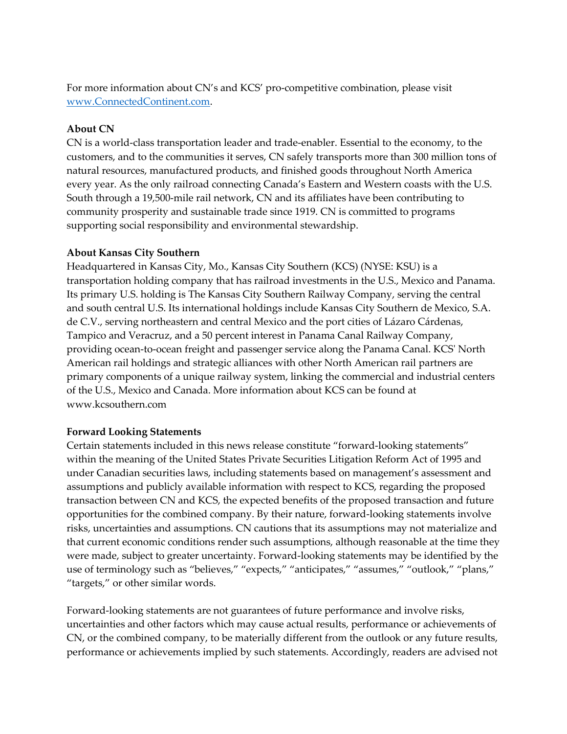For more information about CN's and KCS' pro-competitive combination, please visit [www.ConnectedContinent.com](http://www.ConnectedContinent.com).

**About CN**

CN is a world-class transportation leader and trade-enabler. Essential to the economy, to the customers, and to the communities it serves, CN safely transports more than 300 million tons of natural resources, manufactured products, and finished goods throughout North America every year. As the only railroad connecting Canada's Eastern and Western coasts with the U.S. South through a 19,500-mile rail network, CN and its affiliates have been contributing to community prosperity and sustainable trade since 1919. CN is committed to programs supporting social responsibility and environmental stewardship.

**About Kansas City Southern**

Headquartered in Kansas City, Mo., Kansas City Southern (KCS) (NYSE: KSU) is a transportation holding company that has railroad investments in the U.S., Mexico and Panama. Its primary U.S. holding is The Kansas City Southern Railway Company, serving the central and south central U.S. Its international holdings include Kansas City Southern de Mexico, S.A. de C.V., serving northeastern and central Mexico and the port cities of Lázaro Cárdenas, Tampico and Veracruz, and a 50 percent interest in Panama Canal Railway Company, providing ocean-to-ocean freight and passenger service along the Panama Canal. KCS' North American rail holdings and strategic alliances with other North American rail partners are primary components of a unique railway system, linking the commercial and industrial centers of the U.S., Mexico and Canada. More information about KCS can be found at www.kcsouthern.com

**Forward Looking Statements**

Certain statements included in this news release constitute "forward-looking statements" within the meaning of the United States Private Securities Litigation Reform Act of 1995 and under Canadian securities laws, including statements based on management's assessment and assumptions and publicly available information with respect to KCS, regarding the proposed transaction between CN and KCS, the expected benefits of the proposed transaction and future opportunities for the combined company. By their nature, forward-looking statements involve risks, uncertainties and assumptions. CN cautions that its assumptions may not materialize and that current economic conditions render such assumptions, although reasonable at the time they were made, subject to greater uncertainty. Forward-looking statements may be identified by the use of terminology such as "believes," "expects," "anticipates," "assumes," "outlook," "plans," "targets," or other similar words.

Forward-looking statements are not guarantees of future performance and involve risks, uncertainties and other factors which may cause actual results, performance or achievements of CN, or the combined company, to be materially different from the outlook or any future results, performance or achievements implied by such statements. Accordingly, readers are advised not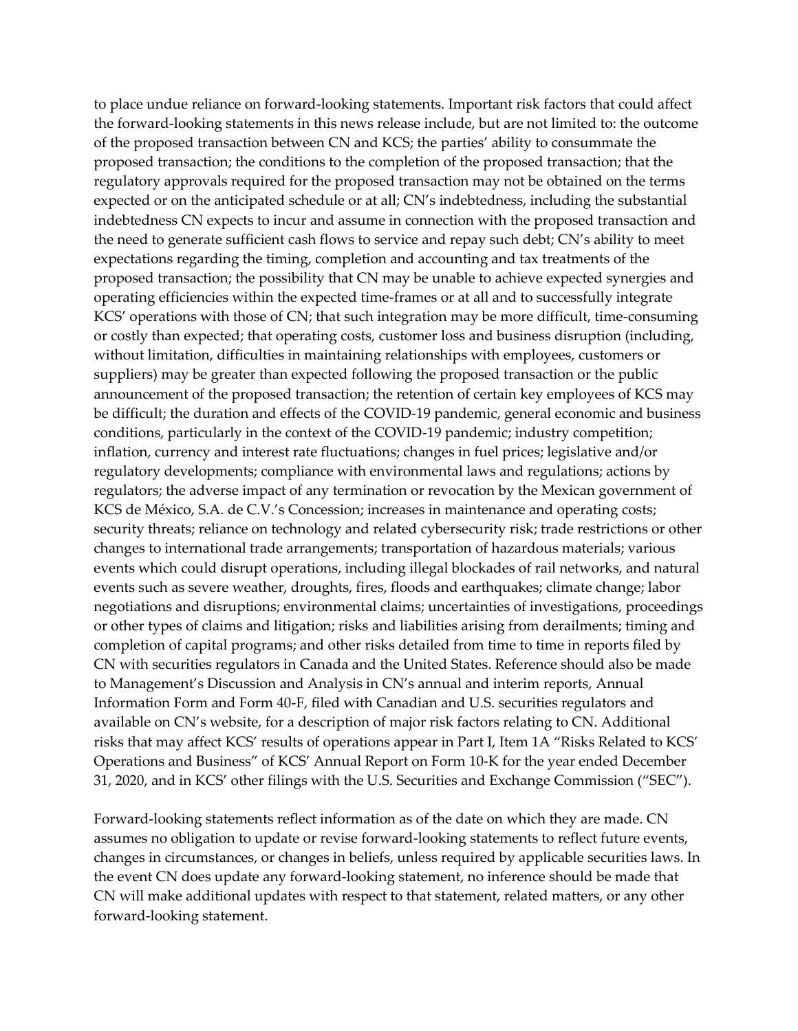to place undue reliance on forward-looking statements. Important risk factors that could affect the forward-looking statements in this news release include, but are not limited to: the outcome of the proposed transaction between CN and KCS; the parties' ability to consummate the proposed transaction; the conditions to the completion of the proposed transaction; that the regulatory approvals required for the proposed transaction may not be obtained on the terms expected or on the anticipated schedule or at all; CN's indebtedness, including the substantial indebtedness CN expects to incur and assume in connection with the proposed transaction and the need to generate sufficient cash flows to service and repay such debt; CN's ability to meet expectations regarding the timing, completion and accounting and tax treatments of the proposed transaction; the possibility that CN may be unable to achieve expected synergies and operating efficiencies within the expected time-frames or at all and to successfully integrate KCS' operations with those of CN; that such integration may be more difficult, time-consuming or costly than expected; that operating costs, customer loss and business disruption (including, without limitation, difficulties in maintaining relationships with employees, customers or suppliers) may be greater than expected following the proposed transaction or the public announcement of the proposed transaction; the retention of certain key employees of KCS may be difficult; the duration and effects of the COVID-19 pandemic, general economic and business conditions, particularly in the context of the COVID-19 pandemic; industry competition; inflation, currency and interest rate fluctuations; changes in fuel prices; legislative and/or regulatory developments; compliance with environmental laws and regulations; actions by regulators; the adverse impact of any termination or revocation by the Mexican government of KCS de México, S.A. de C.V.'s Concession; increases in maintenance and operating costs; security threats; reliance on technology and related cybersecurity risk; trade restrictions or other changes to international trade arrangements; transportation of hazardous materials; various events which could disrupt operations, including illegal blockades of rail networks, and natural events such as severe weather, droughts, fires, floods and earthquakes; climate change; labor negotiations and disruptions; environmental claims; uncertainties of investigations, proceedings or other types of claims and litigation; risks and liabilities arising from derailments; timing and completion of capital programs; and other risks detailed from time to time in reports filed by CN with securities regulators in Canada and the United States. Reference should also be made to Management's Discussion and Analysis in CN's annual and interim reports, Annual Information Form and Form 40-F, filed with Canadian and U.S. securities regulators and available on CN's website, for a description of major risk factors relating to CN. Additional risks that may affect KCS' results of operations appear in Part I, Item 1A "Risks Related to KCS' Operations and Business" of KCS' Annual Report on Form 10-K for the year ended December 31, 2020, and in KCS' other filings with the U.S. Securities and Exchange Commission ("SEC").

Forward-looking statements reflect information as of the date on which they are made. CN assumes no obligation to update or revise forward-looking statements to reflect future events, changes in circumstances, or changes in beliefs, unless required by applicable securities laws. In the event CN does update any forward-looking statement, no inference should be made that CN will make additional updates with respect to that statement, related matters, or any other forward-looking statement.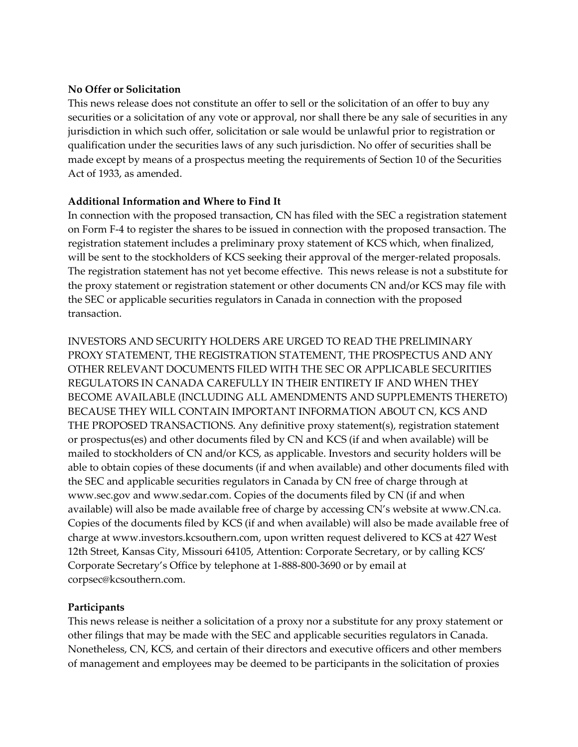**No Offer or Solicitation**

This news release does not constitute an offer to sell or the solicitation of an offer to buy any securities or a solicitation of any vote or approval, nor shall there be any sale of securities in any jurisdiction in which such offer, solicitation or sale would be unlawful prior to registration or qualification under the securities laws of any such jurisdiction. No offer of securities shall be made except by means of a prospectus meeting the requirements of Section 10 of the Securities Act of 1933, as amended.

**Additional Information and Where to Find It**

In connection with the proposed transaction, CN has filed with the SEC a registration statement on Form F-4 to register the shares to be issued in connection with the proposed transaction. The registration statement includes a preliminary proxy statement of KCS which, when finalized, will be sent to the stockholders of KCS seeking their approval of the merger-related proposals. The registration statement has not yet become effective. This news release is not a substitute for the proxy statement or registration statement or other documents CN and/or KCS may file with the SEC or applicable securities regulators in Canada in connection with the proposed transaction.

INVESTORS AND SECURITY HOLDERS ARE URGED TO READ THE PRELIMINARY PROXY STATEMENT, THE REGISTRATION STATEMENT, THE PROSPECTUS AND ANY OTHER RELEVANT DOCUMENTS FILED WITH THE SEC OR APPLICABLE SECURITIES REGULATORS IN CANADA CAREFULLY IN THEIR ENTIRETY IF AND WHEN THEY BECOME AVAILABLE (INCLUDING ALL AMENDMENTS AND SUPPLEMENTS THERETO) BECAUSE THEY WILL CONTAIN IMPORTANT INFORMATION ABOUT CN, KCS AND THE PROPOSED TRANSACTIONS. Any definitive proxy statement(s), registration statement or prospectus(es) and other documents filed by CN and KCS (if and when available) will be mailed to stockholders of CN and/or KCS, as applicable. Investors and security holders will be able to obtain copies of these documents (if and when available) and other documents filed with the SEC and applicable securities regulators in Canada by CN free of charge through at www.sec.gov and www.sedar.com. Copies of the documents filed by CN (if and when available) will also be made available free of charge by accessing CN's website at www.CN.ca. Copies of the documents filed by KCS (if and when available) will also be made available free of charge at www.investors.kcsouthern.com, upon written request delivered to KCS at 427 West 12th Street, Kansas City, Missouri 64105, Attention: Corporate Secretary, or by calling KCS' Corporate Secretary's Office by telephone at 1-888-800-3690 or by email at corpsec@kcsouthern.com.

**Participants**

This news release is neither a solicitation of a proxy nor a substitute for any proxy statement or other filings that may be made with the SEC and applicable securities regulators in Canada. Nonetheless, CN, KCS, and certain of their directors and executive officers and other members of management and employees may be deemed to be participants in the solicitation of proxies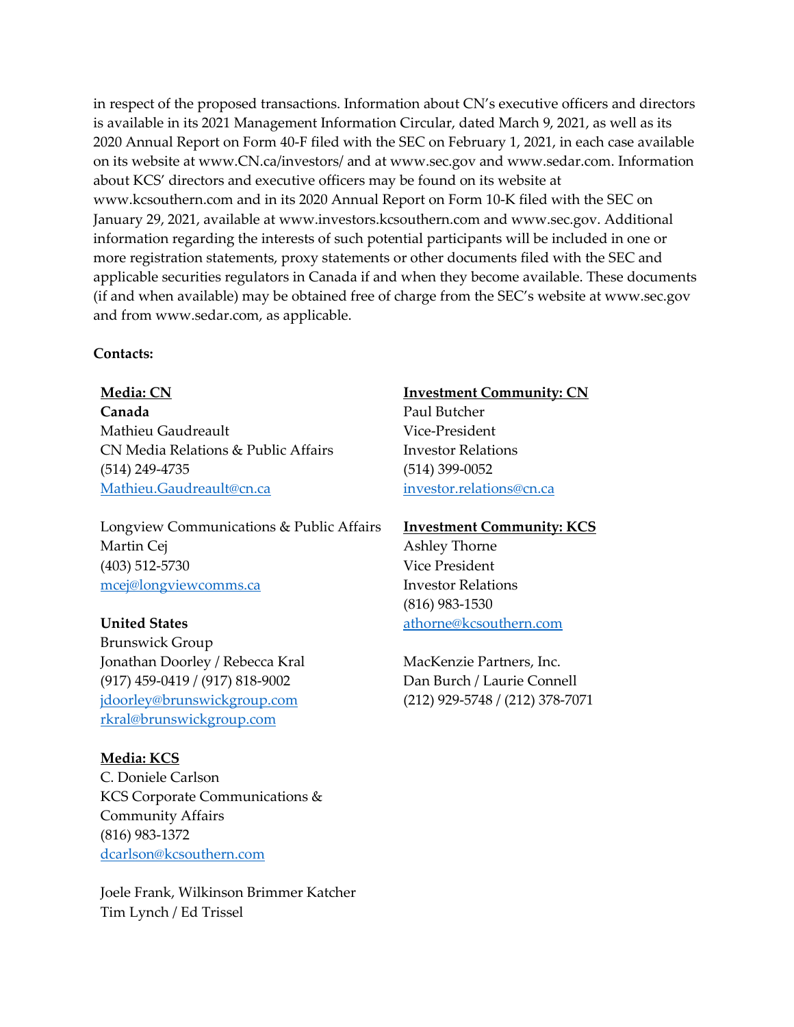in respect of the proposed transactions. Information about CN's executive officers and directors is available in its 2021 Management Information Circular, dated March 9, 2021, as well as its 2020 Annual Report on Form 40-F filed with the SEC on February 1, 2021, in each case available on its website at www.CN.ca/investors/ and at www.sec.gov and www.sedar.com. Information about KCS' directors and executive officers may be found on its website at www.kcsouthern.com and in its 2020 Annual Report on Form 10-K filed with the SEC on January 29, 2021, available at www.investors.kcsouthern.com and www.sec.gov. Additional information regarding the interests of such potential participants will be included in one or more registration statements, proxy statements or other documents filed with the SEC and applicable securities regulators in Canada if and when they become available. These documents (if and when available) may be obtained free of charge from the SEC's website at www.sec.gov and from www.sedar.com, as applicable.

**Contacts:**

**Media: CN**

**Canada**
Mathieu Gaudreault
CN Media Relations & Public Affairs
(514) 249-4735
Mathieu.Gaudreault@cn.ca

Longview Communications & Public Affairs
Martin Cej
(403) 512-5730
mcej@longviewcomms.ca

**United States**
Brunswick Group
Jonathan Doorley / Rebecca Kral
(917) 459-0419 / (917) 818-9002
jdoorley@brunswickgroup.com
rkral@brunswickgroup.com

**Media: KCS**

C. Doniele Carlson
KCS Corporate Communications & Community Affairs
(816) 983-1372
dcarlson@kcsouthern.com

Joele Frank, Wilkinson Brimmer Katcher
Tim Lynch / Ed Trissel

**Investment Community: CN**

Paul Butcher
Vice-President
Investor Relations
(514) 399-0052
investor.relations@cn.ca

**Investment Community: KCS**

Ashley Thorne
Vice President
Investor Relations
(816) 983-1530
athorne@kcsouthern.com

MacKenzie Partners, Inc.
Dan Burch / Laurie Connell
(212) 929-5748 / (212) 378-7071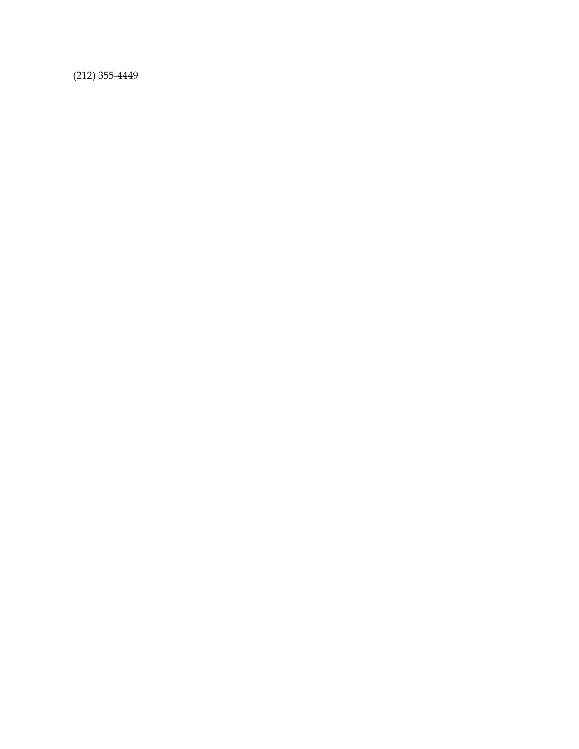(212) 355-4449